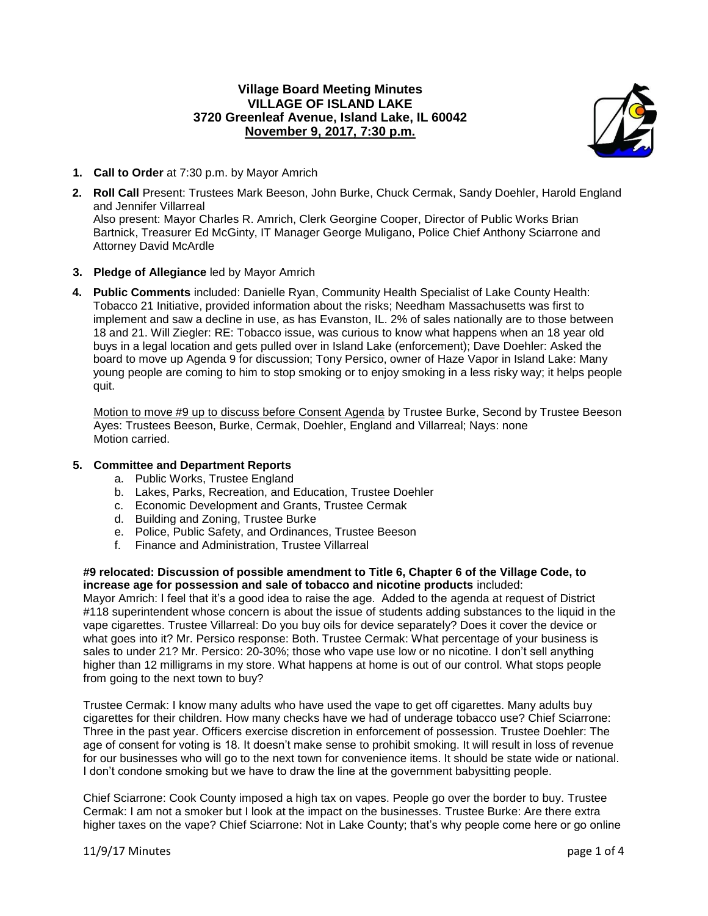# Village Board Meeting Minutes
## VILLAGE OF ISLAND LAKE
### 3720 Greenleaf Avenue, Island Lake, IL 60042
### November 9, 2017, 7:30 p.m.

1. **Call to Order** at 7:30 p.m. by Mayor Amrich

2. **Roll Call** Present: Trustees Mark Beeson, John Burke, Chuck Cermak, Sandy Doehler, Harold England and Jennifer Villarreal
   Also present: Mayor Charles R. Amrich, Clerk Georgine Cooper, Director of Public Works Brian Bartnick, Treasurer Ed McGinty, IT Manager George Muligano, Police Chief Anthony Sciarrone and Attorney David McArdle

3. **Pledge of Allegiance** led by Mayor Amrich

4. **Public Comments** included: Danielle Ryan, Community Health Specialist of Lake County Health: Tobacco 21 Initiative, provided information about the risks; Needham Massachusetts was first to implement and saw a decline in use, as has Evanston, IL. 2% of sales nationally are to those between 18 and 21. Will Ziegler: RE: Tobacco issue, was curious to know what happens when an 18 year old buys in a legal location and gets pulled over in Island Lake (enforcement); Dave Doehler: Asked the board to move up Agenda 9 for discussion; Tony Persico, owner of Haze Vapor in Island Lake: Many young people are coming to him to stop smoking or to enjoy smoking in a less risky way; it helps people quit.

   Motion to move #9 up to discuss before Consent Agenda by Trustee Burke, Second by Trustee Beeson
   Ayes: Trustees Beeson, Burke, Cermak, Doehler, England and Villarreal; Nays: none
   Motion carried.

5. **Committee and Department Reports**
   a. Public Works, Trustee England
   b. Lakes, Parks, Recreation, and Education, Trustee Doehler
   c. Economic Development and Grants, Trustee Cermak
   d. Building and Zoning, Trustee Burke
   e. Police, Public Safety, and Ordinances, Trustee Beeson
   f. Finance and Administration, Trustee Villarreal

**#9 relocated: Discussion of possible amendment to Title 6, Chapter 6 of the Village Code, to increase age for possession and sale of tobacco and nicotine products** included:
Mayor Amrich: I feel that it's a good idea to raise the age. Added to the agenda at request of District #118 superintendent whose concern is about the issue of students adding substances to the liquid in the vape cigarettes. Trustee Villarreal: Do you buy oils for device separately? Does it cover the device or what goes into it? Mr. Persico response: Both. Trustee Cermak: What percentage of your business is sales to under 21? Mr. Persico: 20-30%; those who vape use low or no nicotine. I don't sell anything higher than 12 milligrams in my store. What happens at home is out of our control. What stops people from going to the next town to buy?

Trustee Cermak: I know many adults who have used the vape to get off cigarettes. Many adults buy cigarettes for their children. How many checks have we had of underage tobacco use? Chief Sciarrone: Three in the past year. Officers exercise discretion in enforcement of possession. Trustee Doehler: The age of consent for voting is 18. It doesn't make sense to prohibit smoking. It will result in loss of revenue for our businesses who will go to the next town for convenience items. It should be state wide or national. I don't condone smoking but we have to draw the line at the government babysitting people.

Chief Sciarrone: Cook County imposed a high tax on vapes. People go over the border to buy. Trustee Cermak: I am not a smoker but I look at the impact on the businesses. Trustee Burke: Are there extra higher taxes on the vape? Chief Sciarrone: Not in Lake County; that's why people come here or go online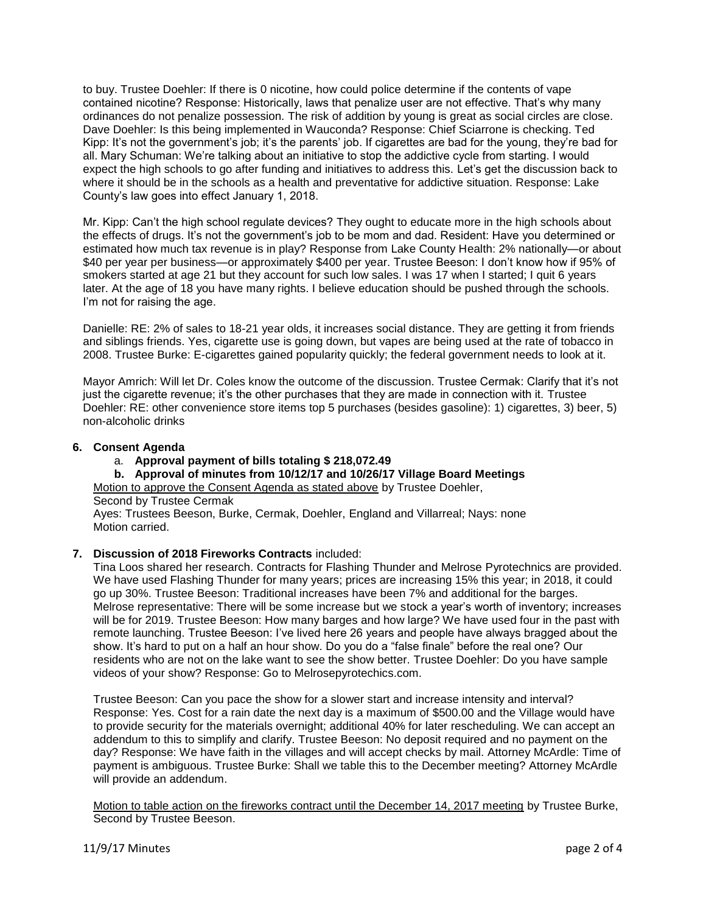to buy. Trustee Doehler: If there is 0 nicotine, how could police determine if the contents of vape contained nicotine? Response: Historically, laws that penalize user are not effective. That's why many ordinances do not penalize possession. The risk of addition by young is great as social circles are close. Dave Doehler: Is this being implemented in Wauconda? Response: Chief Sciarrone is checking. Ted Kipp: It's not the government's job; it's the parents' job. If cigarettes are bad for the young, they're bad for all. Mary Schuman: We're talking about an initiative to stop the addictive cycle from starting. I would expect the high schools to go after funding and initiatives to address this. Let's get the discussion back to where it should be in the schools as a health and preventative for addictive situation. Response: Lake County's law goes into effect January 1, 2018.

Mr. Kipp: Can't the high school regulate devices? They ought to educate more in the high schools about the effects of drugs. It's not the government's job to be mom and dad. Resident: Have you determined or estimated how much tax revenue is in play? Response from Lake County Health: 2% nationally—or about \$40 per year per business—or approximately \$400 per year. Trustee Beeson: I don't know how if 95% of smokers started at age 21 but they account for such low sales. I was 17 when I started; I quit 6 years later. At the age of 18 you have many rights. I believe education should be pushed through the schools. I'm not for raising the age.

Danielle: RE: 2% of sales to 18-21 year olds, it increases social distance. They are getting it from friends and siblings friends. Yes, cigarette use is going down, but vapes are being used at the rate of tobacco in 2008. Trustee Burke: E-cigarettes gained popularity quickly; the federal government needs to look at it.

Mayor Amrich: Will let Dr. Coles know the outcome of the discussion. Trustee Cermak: Clarify that it's not just the cigarette revenue; it's the other purchases that they are made in connection with it. Trustee Doehler: RE: other convenience store items top 5 purchases (besides gasoline): 1) cigarettes, 3) beer, 5) non-alcoholic drinks

**6. Consent Agenda**

a. **Approval payment of bills totaling \$ 218,072.49**

**b. Approval of minutes from 10/12/17 and 10/26/17 Village Board Meetings**

<u>Motion to approve the Consent Agenda as stated above</u> by Trustee Doehler,
Second by Trustee Cermak
Ayes: Trustees Beeson, Burke, Cermak, Doehler, England and Villarreal; Nays: none
Motion carried.

**7. Discussion of 2018 Fireworks Contracts** included:

Tina Loos shared her research. Contracts for Flashing Thunder and Melrose Pyrotechnics are provided. We have used Flashing Thunder for many years; prices are increasing 15% this year; in 2018, it could go up 30%. Trustee Beeson: Traditional increases have been 7% and additional for the barges. Melrose representative: There will be some increase but we stock a year's worth of inventory; increases will be for 2019. Trustee Beeson: How many barges and how large? We have used four in the past with remote launching. Trustee Beeson: I've lived here 26 years and people have always bragged about the show. It's hard to put on a half an hour show. Do you do a "false finale" before the real one? Our residents who are not on the lake want to see the show better. Trustee Doehler: Do you have sample videos of your show? Response: Go to Melrosepyrotechics.com.

Trustee Beeson: Can you pace the show for a slower start and increase intensity and interval? Response: Yes. Cost for a rain date the next day is a maximum of \$500.00 and the Village would have to provide security for the materials overnight; additional 40% for later rescheduling. We can accept an addendum to this to simplify and clarify. Trustee Beeson: No deposit required and no payment on the day? Response: We have faith in the villages and will accept checks by mail. Attorney McArdle: Time of payment is ambiguous. Trustee Burke: Shall we table this to the December meeting? Attorney McArdle will provide an addendum.

<u>Motion to table action on the fireworks contract until the December 14, 2017 meeting</u> by Trustee Burke, Second by Trustee Beeson.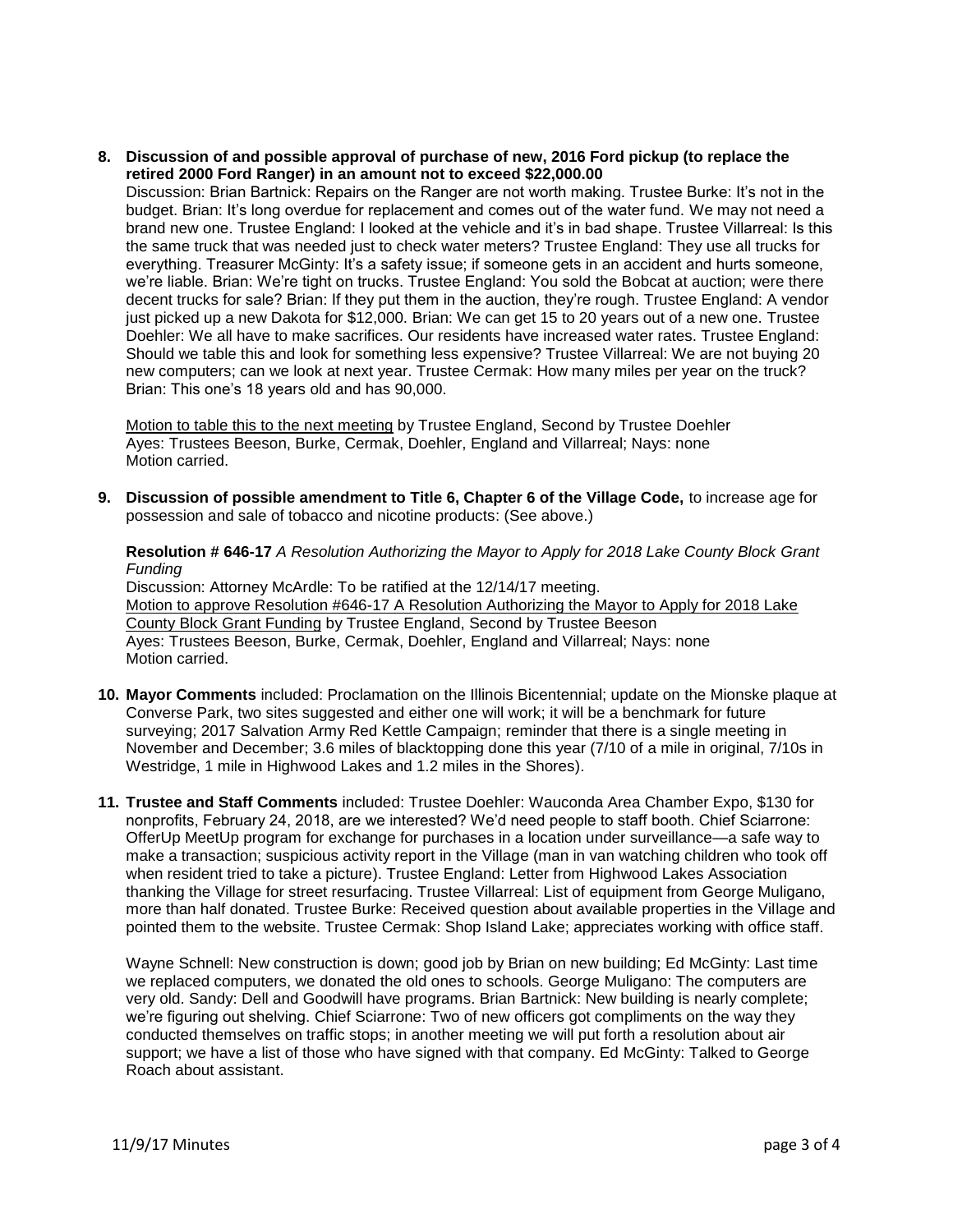**8. Discussion of and possible approval of purchase of new, 2016 Ford pickup (to replace the retired 2000 Ford Ranger) in an amount not to exceed $22,000.00**

Discussion: Brian Bartnick: Repairs on the Ranger are not worth making. Trustee Burke: It's not in the budget. Brian: It's long overdue for replacement and comes out of the water fund. We may not need a brand new one. Trustee England: I looked at the vehicle and it's in bad shape. Trustee Villarreal: Is this the same truck that was needed just to check water meters? Trustee England: They use all trucks for everything. Treasurer McGinty: It's a safety issue; if someone gets in an accident and hurts someone, we're liable. Brian: We're tight on trucks. Trustee England: You sold the Bobcat at auction; were there decent trucks for sale? Brian: If they put them in the auction, they're rough. Trustee England: A vendor just picked up a new Dakota for $12,000. Brian: We can get 15 to 20 years out of a new one. Trustee Doehler: We all have to make sacrifices. Our residents have increased water rates. Trustee England: Should we table this and look for something less expensive? Trustee Villarreal: We are not buying 20 new computers; can we look at next year. Trustee Cermak: How many miles per year on the truck? Brian: This one's 18 years old and has 90,000.

Motion to table this to the next meeting by Trustee England, Second by Trustee Doehler
Ayes: Trustees Beeson, Burke, Cermak, Doehler, England and Villarreal; Nays: none
Motion carried.

**9. Discussion of possible amendment to Title 6, Chapter 6 of the Village Code,** to increase age for possession and sale of tobacco and nicotine products: (See above.)

**Resolution # 646-17** *A Resolution Authorizing the Mayor to Apply for 2018 Lake County Block Grant Funding*

Discussion: Attorney McArdle: To be ratified at the 12/14/17 meeting.
Motion to approve Resolution #646-17 A Resolution Authorizing the Mayor to Apply for 2018 Lake County Block Grant Funding by Trustee England, Second by Trustee Beeson
Ayes: Trustees Beeson, Burke, Cermak, Doehler, England and Villarreal; Nays: none
Motion carried.

**10. Mayor Comments** included: Proclamation on the Illinois Bicentennial; update on the Mionske plaque at Converse Park, two sites suggested and either one will work; it will be a benchmark for future surveying; 2017 Salvation Army Red Kettle Campaign; reminder that there is a single meeting in November and December; 3.6 miles of blacktopping done this year (7/10 of a mile in original, 7/10s in Westridge, 1 mile in Highwood Lakes and 1.2 miles in the Shores).

**11. Trustee and Staff Comments** included: Trustee Doehler: Wauconda Area Chamber Expo, $130 for nonprofits, February 24, 2018, are we interested? We'd need people to staff booth. Chief Sciarrone: OfferUp MeetUp program for exchange for purchases in a location under surveillance—a safe way to make a transaction; suspicious activity report in the Village (man in van watching children who took off when resident tried to take a picture). Trustee England: Letter from Highwood Lakes Association thanking the Village for street resurfacing. Trustee Villarreal: List of equipment from George Muligano, more than half donated. Trustee Burke: Received question about available properties in the Village and pointed them to the website. Trustee Cermak: Shop Island Lake; appreciates working with office staff.

Wayne Schnell: New construction is down; good job by Brian on new building; Ed McGinty: Last time we replaced computers, we donated the old ones to schools. George Muligano: The computers are very old. Sandy: Dell and Goodwill have programs. Brian Bartnick: New building is nearly complete; we're figuring out shelving. Chief Sciarrone: Two of new officers got compliments on the way they conducted themselves on traffic stops; in another meeting we will put forth a resolution about air support; we have a list of those who have signed with that company. Ed McGinty: Talked to George Roach about assistant.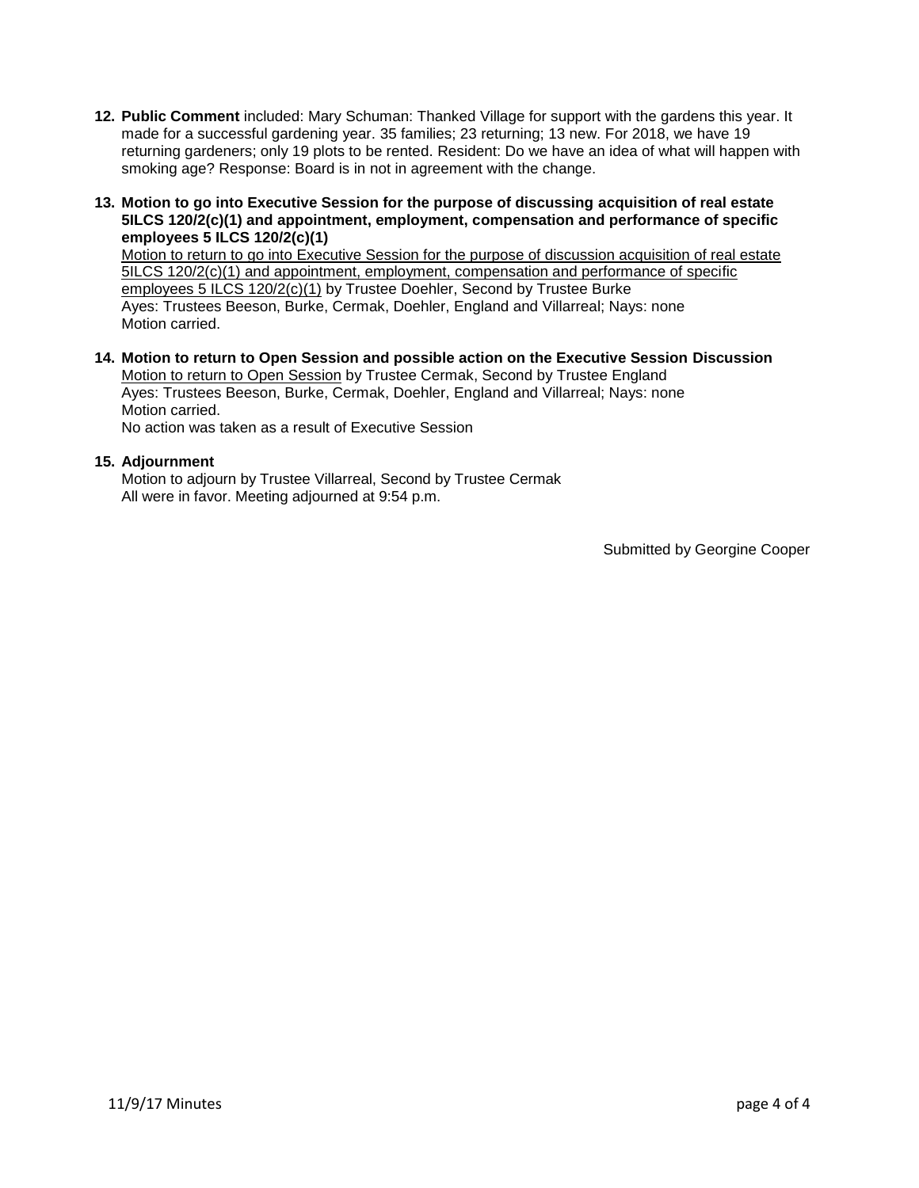**12. Public Comment** included: Mary Schuman: Thanked Village for support with the gardens this year. It made for a successful gardening year. 35 families; 23 returning; 13 new. For 2018, we have 19 returning gardeners; only 19 plots to be rented. Resident: Do we have an idea of what will happen with smoking age? Response: Board is in not in agreement with the change.

**13. Motion to go into Executive Session for the purpose of discussing acquisition of real estate 5ILCS 120/2(c)(1) and appointment, employment, compensation and performance of specific employees 5 ILCS 120/2(c)(1)**

<u>Motion to return to go into Executive Session for the purpose of discussion acquisition of real estate 5ILCS 120/2(c)(1) and appointment, employment, compensation and performance of specific employees 5 ILCS 120/2(c)(1)</u> by Trustee Doehler, Second by Trustee Burke
Ayes: Trustees Beeson, Burke, Cermak, Doehler, England and Villarreal; Nays: none
Motion carried.

**14. Motion to return to Open Session and possible action on the Executive Session Discussion**

<u>Motion to return to Open Session</u> by Trustee Cermak, Second by Trustee England
Ayes: Trustees Beeson, Burke, Cermak, Doehler, England and Villarreal; Nays: none
Motion carried.
No action was taken as a result of Executive Session

**15. Adjournment**

Motion to adjourn by Trustee Villarreal, Second by Trustee Cermak
All were in favor. Meeting adjourned at 9:54 p.m.

Submitted by Georgine Cooper

11/9/17 Minutes